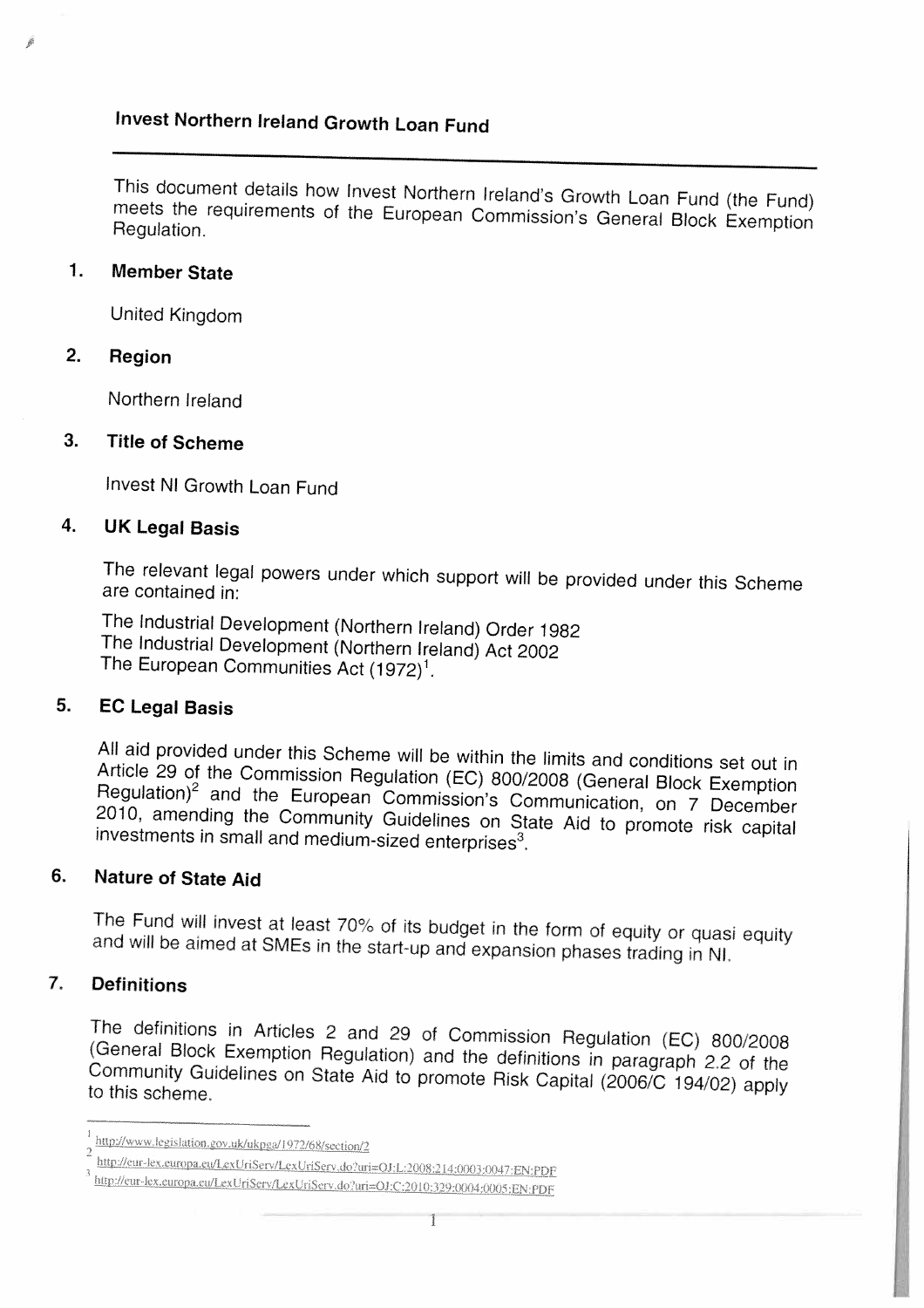# Invest Northern Ireland Growth Loan Fund

---

This document details how Invest Northern Ireland's Growth Loan Fund (the Fund) meets the requirements of the European Commission's General Block Exemption Regulation.

## 1. Member State

United Kingdom

## 2. Region

Northern Ireland

## 3. Title of Scheme

Invest NI Growth Loan Fund

## 4. UK Legal Basis

The relevant legal powers under which support will be provided under this Scheme are contained in:

The Industrial Development (Northern Ireland) Order 1982
The Industrial Development (Northern Ireland) Act 2002
The European Communities Act (1972)[1].

## 5. EC Legal Basis

All aid provided under this Scheme will be within the limits and conditions set out in Article 29 of the Commission Regulation (EC) 800/2008 (General Block Exemption Regulation)[2] and the European Commission's Communication, on 7 December 2010, amending the Community Guidelines on State Aid to promote risk capital investments in small and medium-sized enterprises[3].

## 6. Nature of State Aid

The Fund will invest at least 70% of its budget in the form of equity or quasi equity and will be aimed at SMEs in the start-up and expansion phases trading in NI.

## 7. Definitions

The definitions in Articles 2 and 29 of Commission Regulation (EC) 800/2008 (General Block Exemption Regulation) and the definitions in paragraph 2.2 of the Community Guidelines on State Aid to promote Risk Capital (2006/C 194/02) apply to this scheme.

---

[1] http://www.legislation.gov.uk/ukpga/1972/68/section/2
[2] http://eur-lex.europa.eu/LexUriServ/LexUriServ.do?uri=OJ:L:2008:214:0003:0047:EN:PDF
[3] http://eur-lex.europa.eu/LexUriServ/LexUriServ.do?uri=OJ:C:2010:329:0004:0005:EN:PDF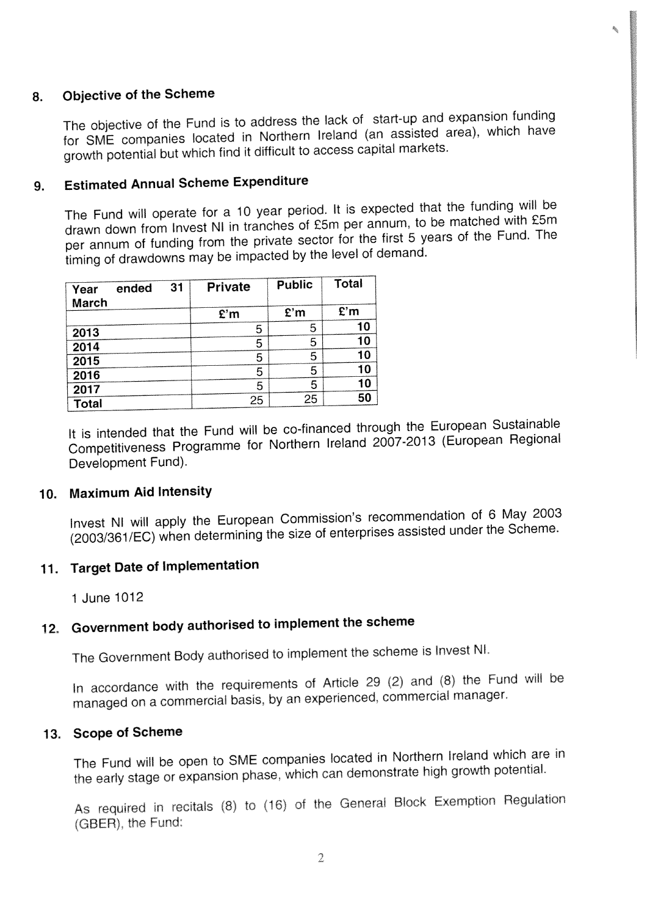## 8. Objective of the Scheme

The objective of the Fund is to address the lack of start-up and expansion funding for SME companies located in Northern Ireland (an assisted area), which have growth potential but which find it difficult to access capital markets.

## 9. Estimated Annual Scheme Expenditure

The Fund will operate for a 10 year period. It is expected that the funding will be drawn down from Invest NI in tranches of £5m per annum, to be matched with £5m per annum of funding from the private sector for the first 5 years of the Fund. The timing of drawdowns may be impacted by the level of demand.

| Year ended 31 March | Private | Public | Total |
|---|---|---|---|
| | £'m | £'m | £'m |
| 2013 | 5 | 5 | 10 |
| 2014 | 5 | 5 | 10 |
| 2015 | 5 | 5 | 10 |
| 2016 | 5 | 5 | 10 |
| 2017 | 5 | 5 | 10 |
| Total | 25 | 25 | 50 |

It is intended that the Fund will be co-financed through the European Sustainable Competitiveness Programme for Northern Ireland 2007-2013 (European Regional Development Fund).

## 10. Maximum Aid Intensity

Invest NI will apply the European Commission's recommendation of 6 May 2003 (2003/361/EC) when determining the size of enterprises assisted under the Scheme.

## 11. Target Date of Implementation

1 June 1012

## 12. Government body authorised to implement the scheme

The Government Body authorised to implement the scheme is Invest NI.

In accordance with the requirements of Article 29 (2) and (8) the Fund will be managed on a commercial basis, by an experienced, commercial manager.

## 13. Scope of Scheme

The Fund will be open to SME companies located in Northern Ireland which are in the early stage or expansion phase, which can demonstrate high growth potential.

As required in recitals (8) to (16) of the General Block Exemption Regulation (GBER), the Fund: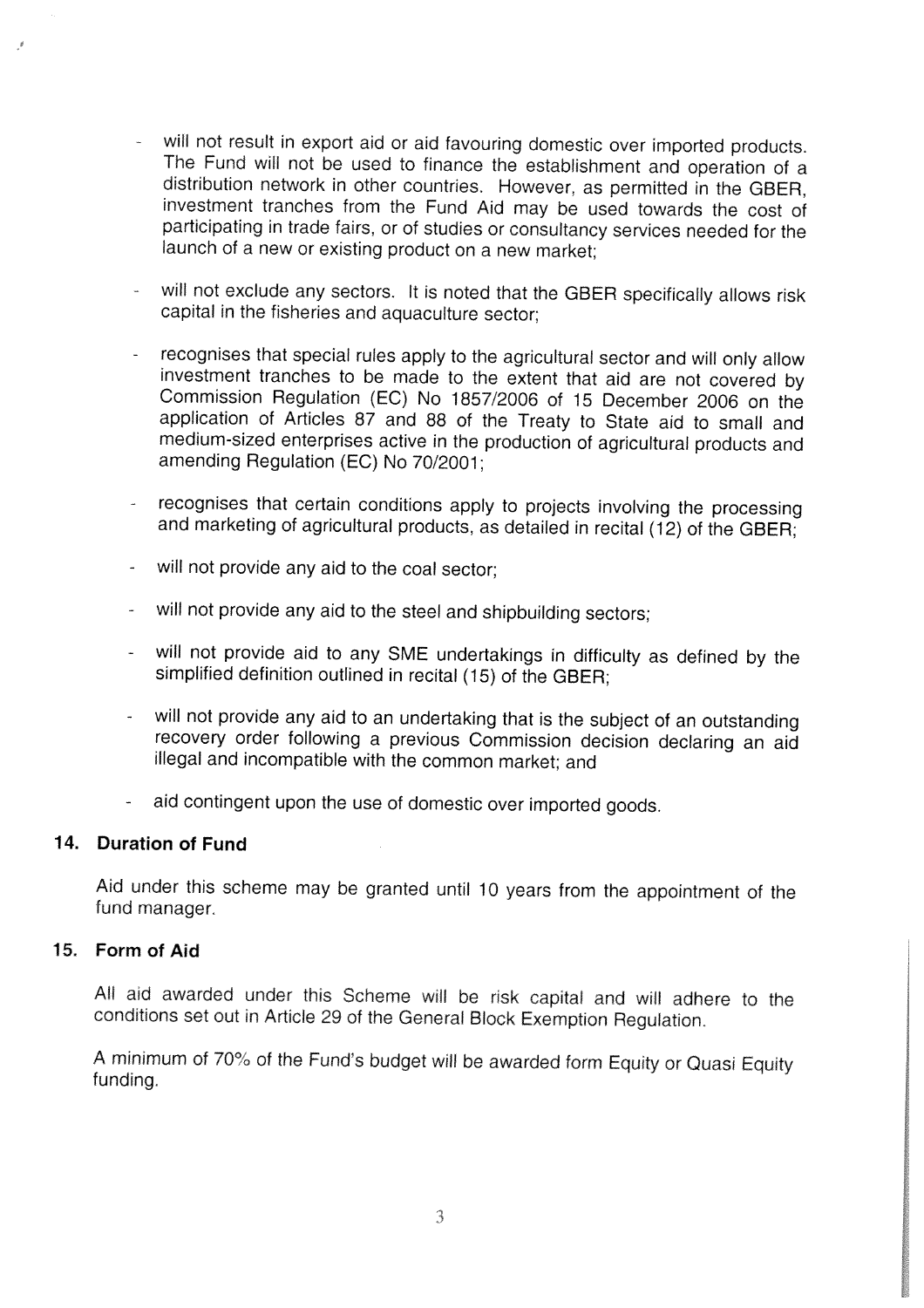- will not result in export aid or aid favouring domestic over imported products. The Fund will not be used to finance the establishment and operation of a distribution network in other countries. However, as permitted in the GBER, investment tranches from the Fund Aid may be used towards the cost of participating in trade fairs, or of studies or consultancy services needed for the launch of a new or existing product on a new market;

- will not exclude any sectors. It is noted that the GBER specifically allows risk capital in the fisheries and aquaculture sector;

- recognises that special rules apply to the agricultural sector and will only allow investment tranches to be made to the extent that aid are not covered by Commission Regulation (EC) No 1857/2006 of 15 December 2006 on the application of Articles 87 and 88 of the Treaty to State aid to small and medium-sized enterprises active in the production of agricultural products and amending Regulation (EC) No 70/2001;

- recognises that certain conditions apply to projects involving the processing and marketing of agricultural products, as detailed in recital (12) of the GBER;

- will not provide any aid to the coal sector;

- will not provide any aid to the steel and shipbuilding sectors;

- will not provide aid to any SME undertakings in difficulty as defined by the simplified definition outlined in recital (15) of the GBER;

- will not provide any aid to an undertaking that is the subject of an outstanding recovery order following a previous Commission decision declaring an aid illegal and incompatible with the common market; and

- aid contingent upon the use of domestic over imported goods.

## 14. Duration of Fund

Aid under this scheme may be granted until 10 years from the appointment of the fund manager.

## 15. Form of Aid

All aid awarded under this Scheme will be risk capital and will adhere to the conditions set out in Article 29 of the General Block Exemption Regulation.

A minimum of 70% of the Fund's budget will be awarded form Equity or Quasi Equity funding.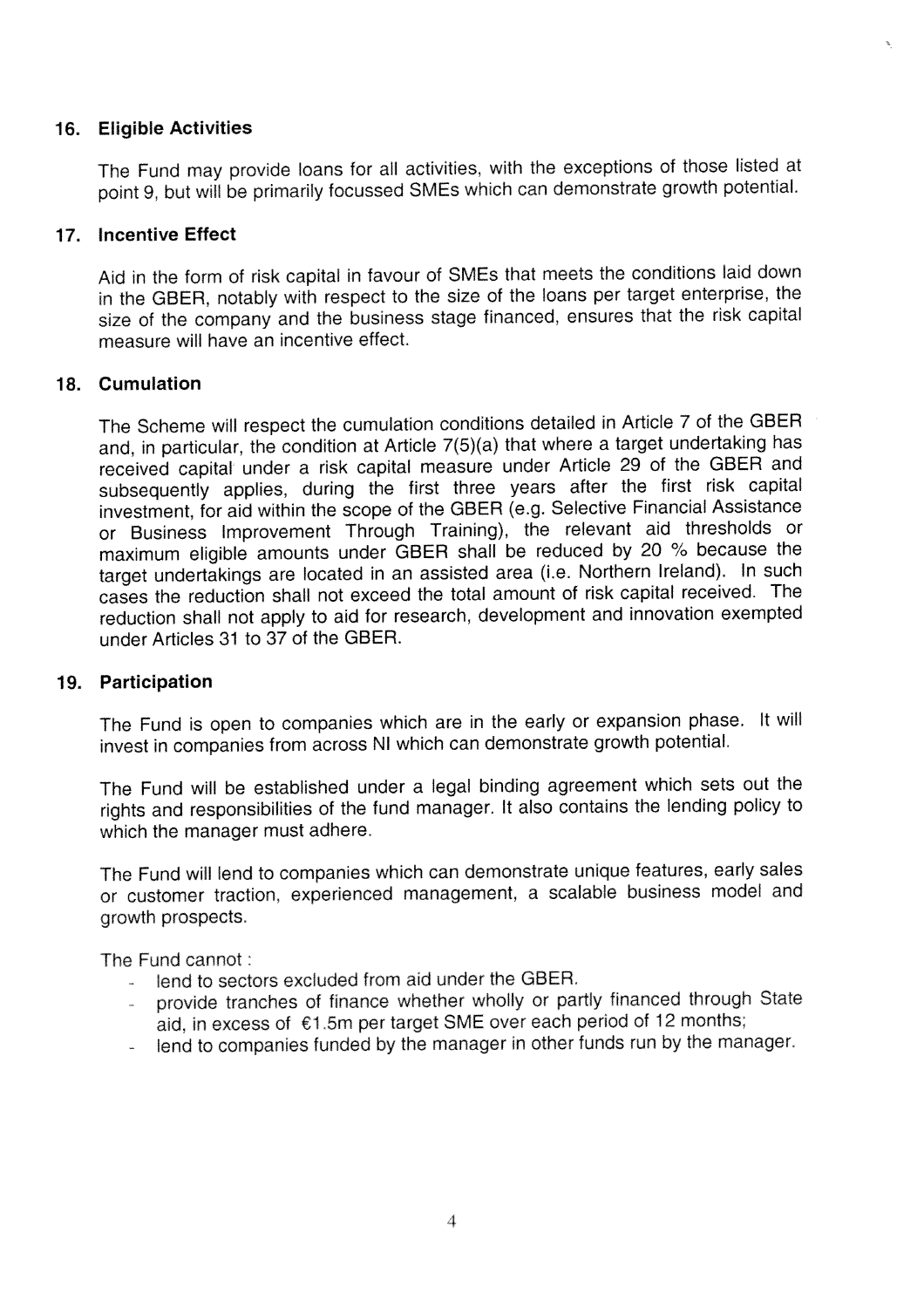## 16. Eligible Activities

The Fund may provide loans for all activities, with the exceptions of those listed at point 9, but will be primarily focussed SMEs which can demonstrate growth potential.

## 17. Incentive Effect

Aid in the form of risk capital in favour of SMEs that meets the conditions laid down in the GBER, notably with respect to the size of the loans per target enterprise, the size of the company and the business stage financed, ensures that the risk capital measure will have an incentive effect.

## 18. Cumulation

The Scheme will respect the cumulation conditions detailed in Article 7 of the GBER and, in particular, the condition at Article 7(5)(a) that where a target undertaking has received capital under a risk capital measure under Article 29 of the GBER and subsequently applies, during the first three years after the first risk capital investment, for aid within the scope of the GBER (e.g. Selective Financial Assistance or Business Improvement Through Training), the relevant aid thresholds or maximum eligible amounts under GBER shall be reduced by 20 % because the target undertakings are located in an assisted area (i.e. Northern Ireland). In such cases the reduction shall not exceed the total amount of risk capital received. The reduction shall not apply to aid for research, development and innovation exempted under Articles 31 to 37 of the GBER.

## 19. Participation

The Fund is open to companies which are in the early or expansion phase. It will invest in companies from across NI which can demonstrate growth potential.

The Fund will be established under a legal binding agreement which sets out the rights and responsibilities of the fund manager. It also contains the lending policy to which the manager must adhere.

The Fund will lend to companies which can demonstrate unique features, early sales or customer traction, experienced management, a scalable business model and growth prospects.

The Fund cannot :

- lend to sectors excluded from aid under the GBER.
- provide tranches of finance whether wholly or partly financed through State aid, in excess of €1.5m per target SME over each period of 12 months;
- lend to companies funded by the manager in other funds run by the manager.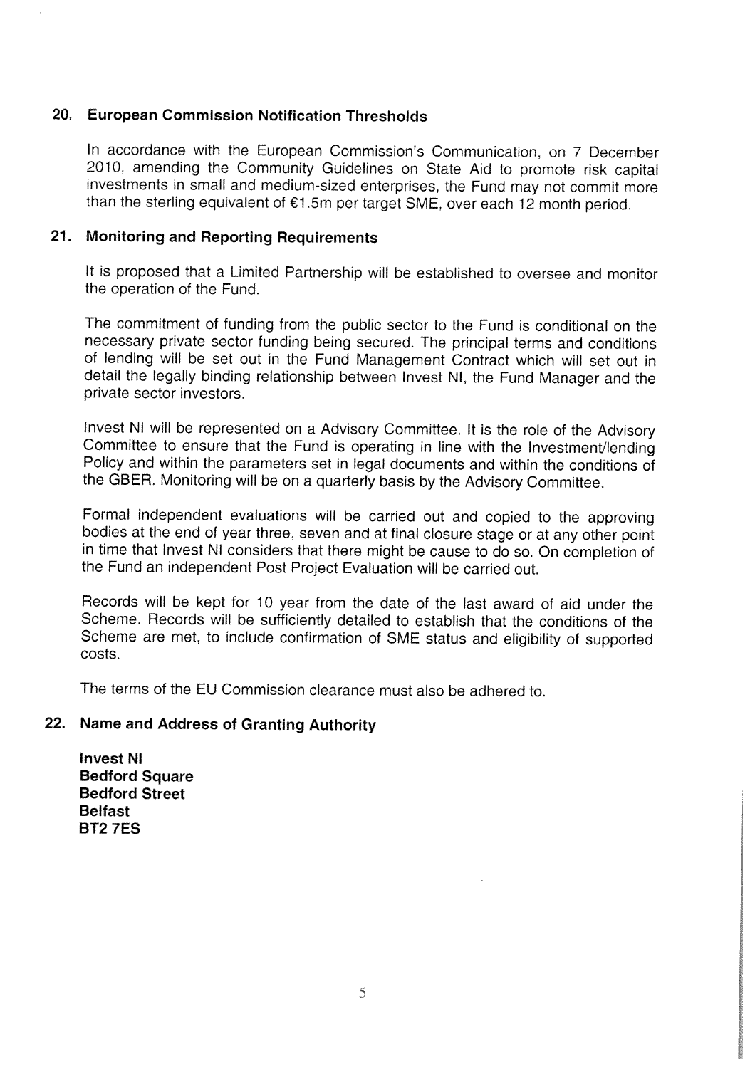## 20. European Commission Notification Thresholds

In accordance with the European Commission's Communication, on 7 December 2010, amending the Community Guidelines on State Aid to promote risk capital investments in small and medium-sized enterprises, the Fund may not commit more than the sterling equivalent of €1.5m per target SME, over each 12 month period.

## 21. Monitoring and Reporting Requirements

It is proposed that a Limited Partnership will be established to oversee and monitor the operation of the Fund.

The commitment of funding from the public sector to the Fund is conditional on the necessary private sector funding being secured. The principal terms and conditions of lending will be set out in the Fund Management Contract which will set out in detail the legally binding relationship between Invest NI, the Fund Manager and the private sector investors.

Invest NI will be represented on a Advisory Committee. It is the role of the Advisory Committee to ensure that the Fund is operating in line with the Investment/lending Policy and within the parameters set in legal documents and within the conditions of the GBER. Monitoring will be on a quarterly basis by the Advisory Committee.

Formal independent evaluations will be carried out and copied to the approving bodies at the end of year three, seven and at final closure stage or at any other point in time that Invest NI considers that there might be cause to do so. On completion of the Fund an independent Post Project Evaluation will be carried out.

Records will be kept for 10 year from the date of the last award of aid under the Scheme. Records will be sufficiently detailed to establish that the conditions of the Scheme are met, to include confirmation of SME status and eligibility of supported costs.

The terms of the EU Commission clearance must also be adhered to.

## 22. Name and Address of Granting Authority

**Invest NI**
**Bedford Square**
**Bedford Street**
**Belfast**
**BT2 7ES**